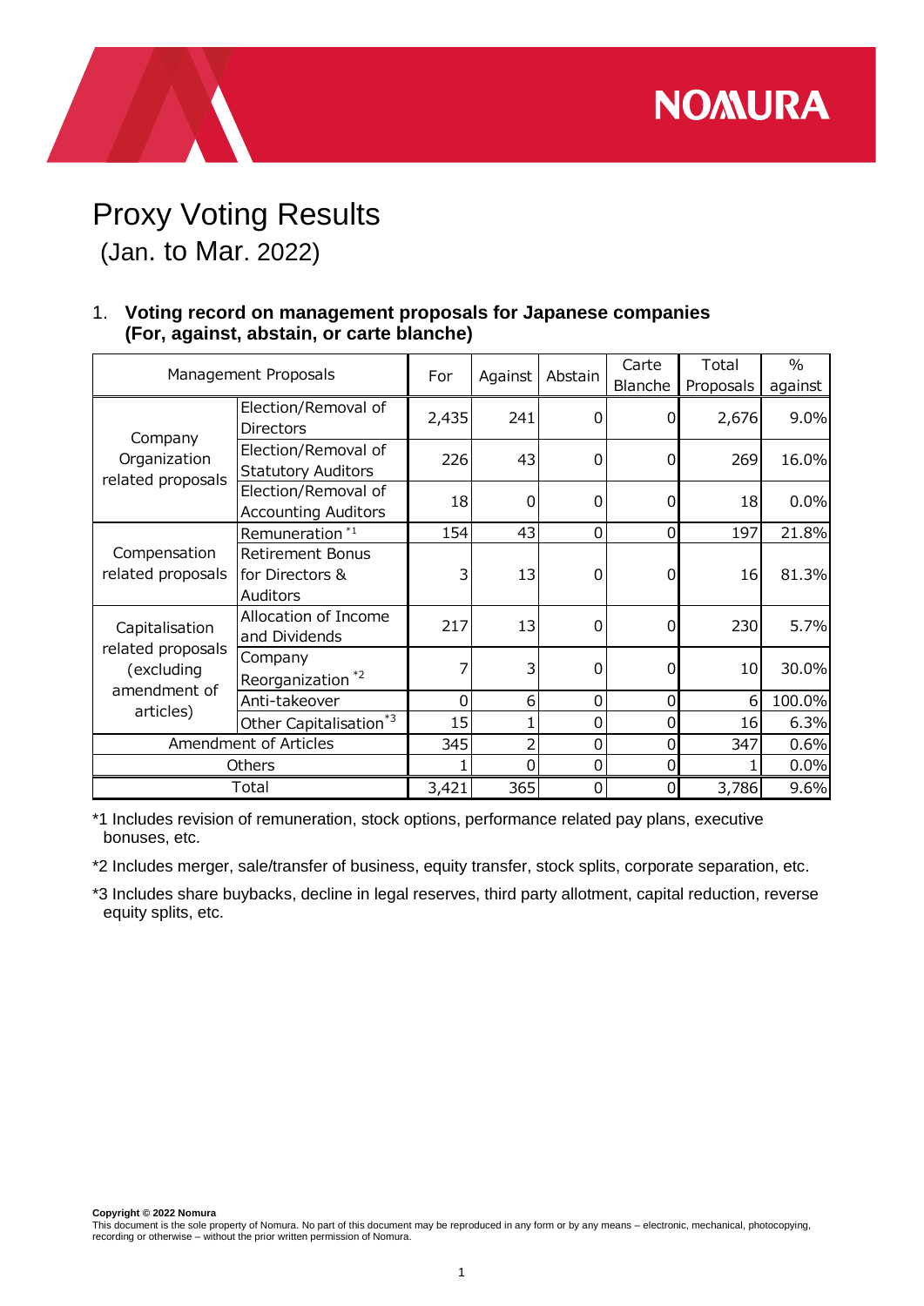# Proxy Voting Results

(Jan. to Mar. 2022)

## 1. Voting record on management proposals for Japanese companies (For, against, abstain, or carte blanche)

| Management Proposals | | For | Against | Abstain | Carte Blanche | Total Proposals | % against |
|---|---|---|---|---|---|---|---|
| Company Organization related proposals | Election/Removal of Directors | 2,435 | 241 | 0 | 0 | 2,676 | 9.0% |
| | Election/Removal of Statutory Auditors | 226 | 43 | 0 | 0 | 269 | 16.0% |
| | Election/Removal of Accounting Auditors | 18 | 0 | 0 | 0 | 18 | 0.0% |
| Compensation related proposals | Remuneration *1 | 154 | 43 | 0 | 0 | 197 | 21.8% |
| | Retirement Bonus for Directors & Auditors | 3 | 13 | 0 | 0 | 16 | 81.3% |
| Capitalisation related proposals (excluding amendment of articles) | Allocation of Income and Dividends | 217 | 13 | 0 | 0 | 230 | 5.7% |
| | Company Reorganization *2 | 7 | 3 | 0 | 0 | 10 | 30.0% |
| | Anti-takeover | 0 | 6 | 0 | 0 | 6 | 100.0% |
| | Other Capitalisation *3 | 15 | 1 | 0 | 0 | 16 | 6.3% |
| Amendment of Articles | | 345 | 2 | 0 | 0 | 347 | 0.6% |
| Others | | 1 | 0 | 0 | 0 | 1 | 0.0% |
| Total | | 3,421 | 365 | 0 | 0 | 3,786 | 9.6% |

*1 Includes revision of remuneration, stock options, performance related pay plans, executive bonuses, etc.

*2 Includes merger, sale/transfer of business, equity transfer, stock splits, corporate separation, etc.

*3 Includes share buybacks, decline in legal reserves, third party allotment, capital reduction, reverse equity splits, etc.

**Copyright © 2022 Nomura**
This document is the sole property of Nomura. No part of this document may be reproduced in any form or by any means – electronic, mechanical, photocopying, recording or otherwise – without the prior written permission of Nomura.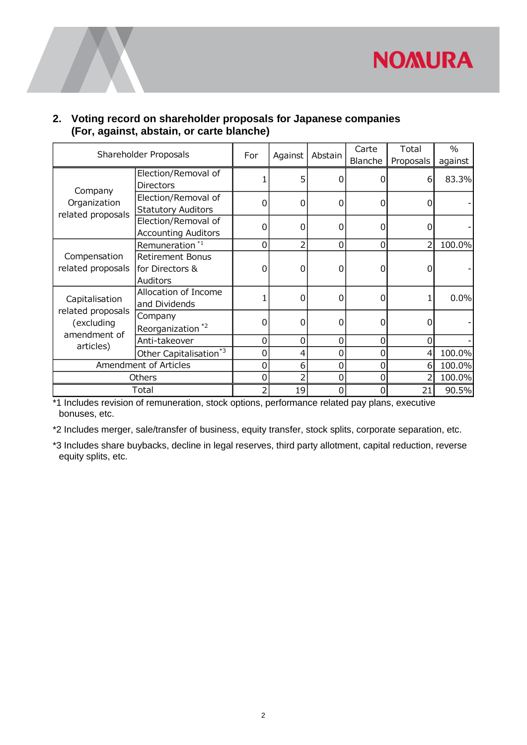## 2. Voting record on shareholder proposals for Japanese companies (For, against, abstain, or carte blanche)

| Shareholder Proposals | | For | Against | Abstain | Carte Blanche | Total Proposals | % against |
|---|---|---|---|---|---|---|---|
| Company Organization related proposals | Election/Removal of Directors | 1 | 5 | 0 | 0 | 6 | 83.3% |
| | Election/Removal of Statutory Auditors | 0 | 0 | 0 | 0 | 0 | - |
| | Election/Removal of Accounting Auditors | 0 | 0 | 0 | 0 | 0 | - |
| Compensation related proposals | Remuneration [*1] | 0 | 2 | 0 | 0 | 2 | 100.0% |
| | Retirement Bonus for Directors & Auditors | 0 | 0 | 0 | 0 | 0 | - |
| Capitalisation related proposals (excluding amendment of articles) | Allocation of Income and Dividends | 1 | 0 | 0 | 0 | 1 | 0.0% |
| | Company Reorganization [*2] | 0 | 0 | 0 | 0 | 0 | - |
| | Anti-takeover | 0 | 0 | 0 | 0 | 0 | - |
| | Other Capitalisation [*3] | 0 | 4 | 0 | 0 | 4 | 100.0% |
| Amendment of Articles | | 0 | 6 | 0 | 0 | 6 | 100.0% |
| Others | | 0 | 2 | 0 | 0 | 2 | 100.0% |
| Total | | 2 | 19 | 0 | 0 | 21 | 90.5% |

*1 Includes revision of remuneration, stock options, performance related pay plans, executive bonuses, etc.

*2 Includes merger, sale/transfer of business, equity transfer, stock splits, corporate separation, etc.

*3 Includes share buybacks, decline in legal reserves, third party allotment, capital reduction, reverse equity splits, etc.